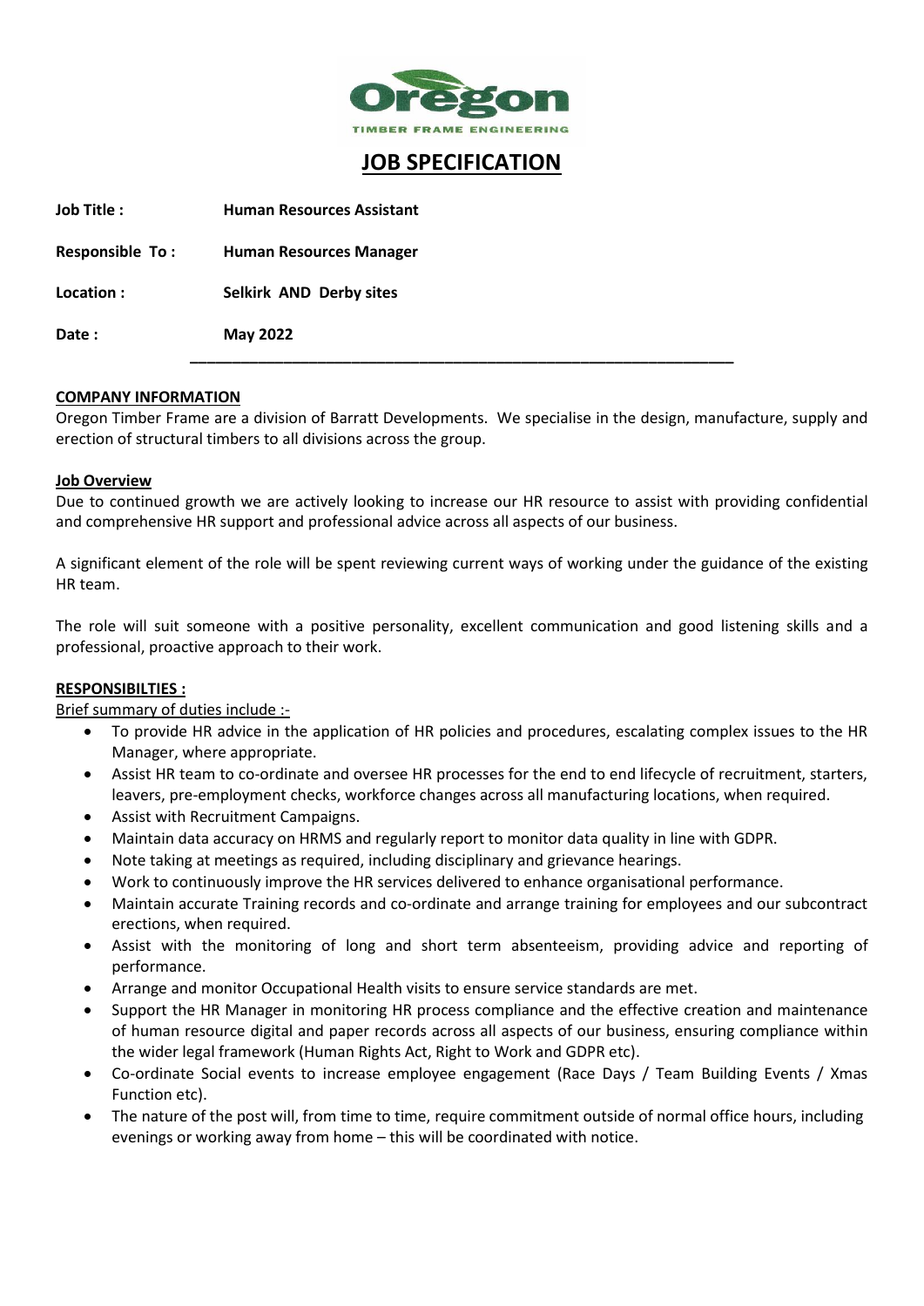# JOB SPECIFICATION

**Job Title :** **Human Resources Assistant**

**Responsible To :** **Human Resources Manager**

**Location :** **Selkirk AND Derby sites**

**Date :** **May 2022**

---

## COMPANY INFORMATION

Oregon Timber Frame are a division of Barratt Developments. We specialise in the design, manufacture, supply and erection of structural timbers to all divisions across the group.

## Job Overview

Due to continued growth we are actively looking to increase our HR resource to assist with providing confidential and comprehensive HR support and professional advice across all aspects of our business.

A significant element of the role will be spent reviewing current ways of working under the guidance of the existing HR team.

The role will suit someone with a positive personality, excellent communication and good listening skills and a professional, proactive approach to their work.

## RESPONSIBILTIES :

Brief summary of duties include :-

- To provide HR advice in the application of HR policies and procedures, escalating complex issues to the HR Manager, where appropriate.
- Assist HR team to co-ordinate and oversee HR processes for the end to end lifecycle of recruitment, starters, leavers, pre-employment checks, workforce changes across all manufacturing locations, when required.
- Assist with Recruitment Campaigns.
- Maintain data accuracy on HRMS and regularly report to monitor data quality in line with GDPR.
- Note taking at meetings as required, including disciplinary and grievance hearings.
- Work to continuously improve the HR services delivered to enhance organisational performance.
- Maintain accurate Training records and co-ordinate and arrange training for employees and our subcontract erections, when required.
- Assist with the monitoring of long and short term absenteeism, providing advice and reporting of performance.
- Arrange and monitor Occupational Health visits to ensure service standards are met.
- Support the HR Manager in monitoring HR process compliance and the effective creation and maintenance of human resource digital and paper records across all aspects of our business, ensuring compliance within the wider legal framework (Human Rights Act, Right to Work and GDPR etc).
- Co-ordinate Social events to increase employee engagement (Race Days / Team Building Events / Xmas Function etc).
- The nature of the post will, from time to time, require commitment outside of normal office hours, including evenings or working away from home – this will be coordinated with notice.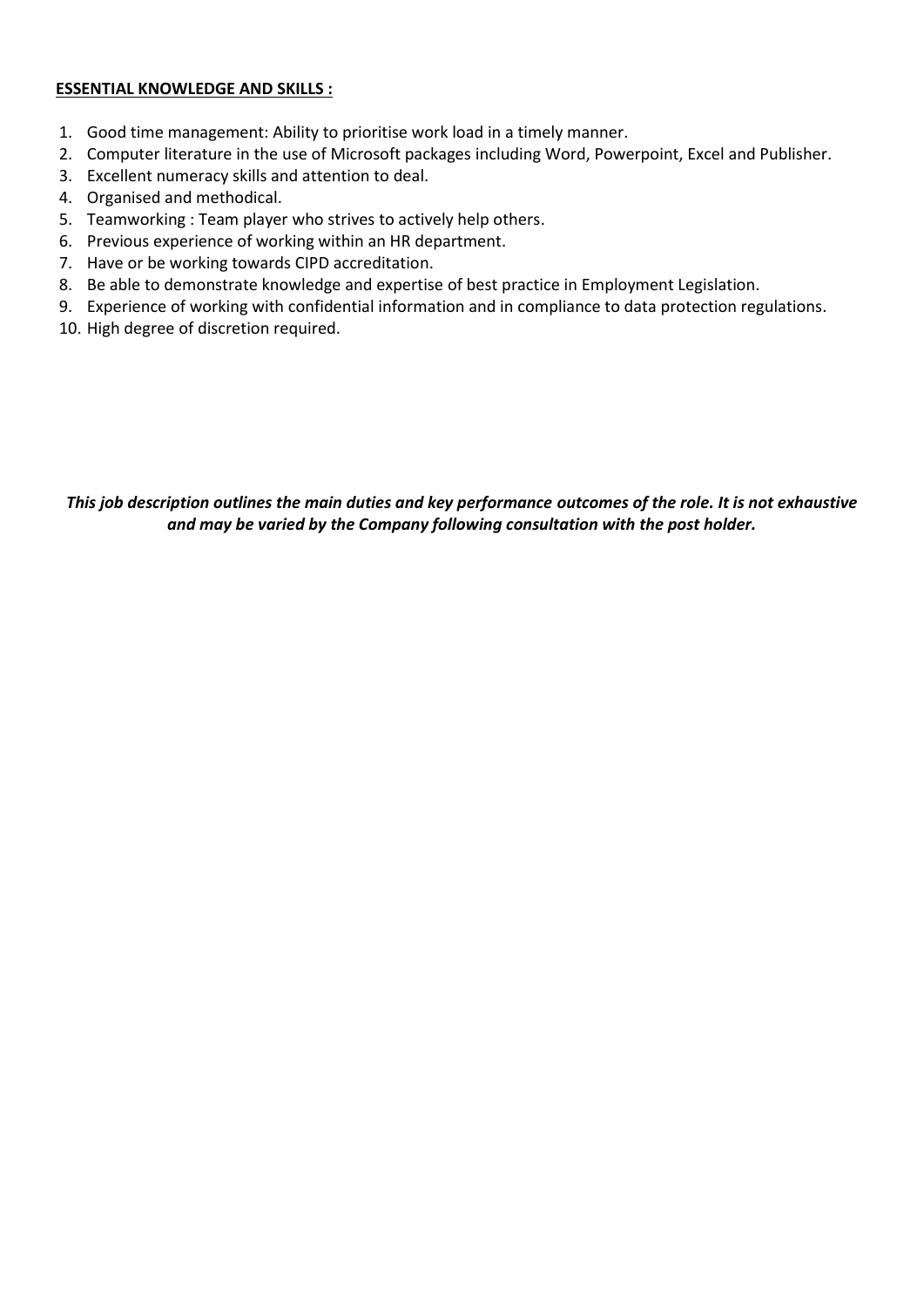**ESSENTIAL KNOWLEDGE AND SKILLS :**

1. Good time management: Ability to prioritise work load in a timely manner.
2. Computer literature in the use of Microsoft packages including Word, Powerpoint, Excel and Publisher.
3. Excellent numeracy skills and attention to deal.
4. Organised and methodical.
5. Teamworking : Team player who strives to actively help others.
6. Previous experience of working within an HR department.
7. Have or be working towards CIPD accreditation.
8. Be able to demonstrate knowledge and expertise of best practice in Employment Legislation.
9. Experience of working with confidential information and in compliance to data protection regulations.
10. High degree of discretion required.

***This job description outlines the main duties and key performance outcomes of the role. It is not exhaustive and may be varied by the Company following consultation with the post holder.***